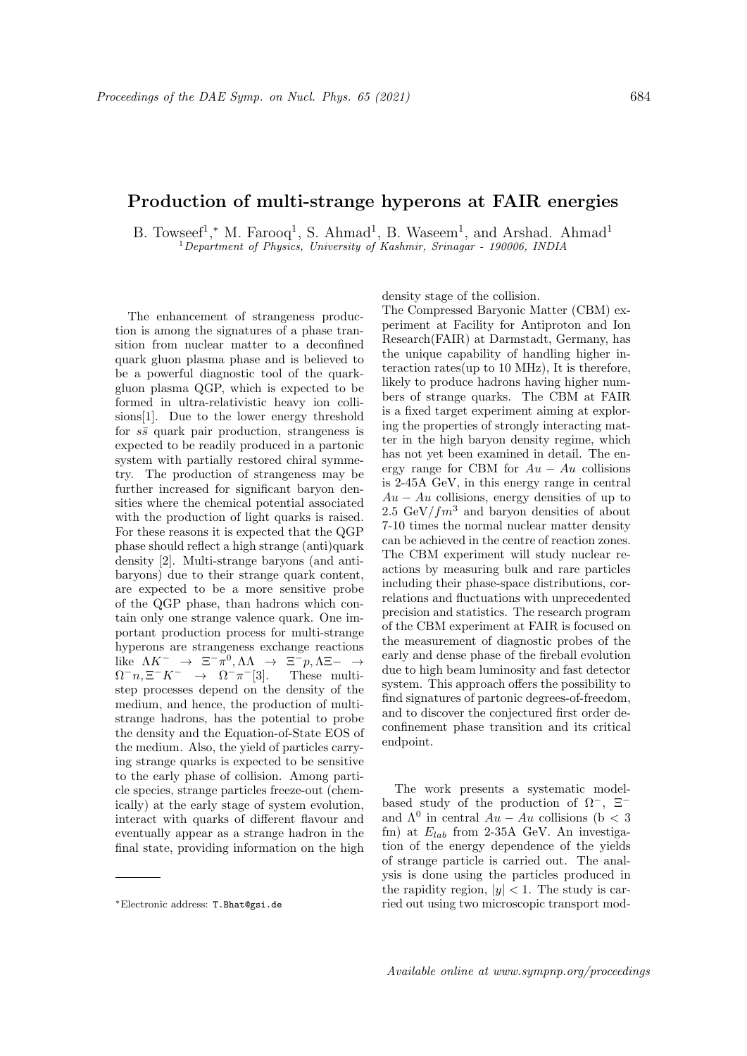# Production of multi-strange hyperons at FAIR energies

B. Towseef[1,*] M. Farooq[1], S. Ahmad[1], B. Waseem[1], and Arshad. Ahmad[1]

[1] *Department of Physics, University of Kashmir, Srinagar - 190006, INDIA*

The enhancement of strangeness production is among the signatures of a phase transition from nuclear matter to a deconfined quark gluon plasma phase and is believed to be a powerful diagnostic tool of the quark-gluon plasma QGP, which is expected to be formed in ultra-relativistic heavy ion collisions[1]. Due to the lower energy threshold for $s\bar{s}$ quark pair production, strangeness is expected to be readily produced in a partonic system with partially restored chiral symmetry. The production of strangeness may be further increased for significant baryon densities where the chemical potential associated with the production of light quarks is raised. For these reasons it is expected that the QGP phase should reflect a high strange (anti)quark density [2]. Multi-strange baryons (and anti-baryons) due to their strange quark content, are expected to be a more sensitive probe of the QGP phase, than hadrons which contain only one strange valence quark. One important production process for multi-strange hyperons are strangeness exchange reactions like $\Lambda K^- \rightarrow \Xi^- \pi^0, \Lambda\Lambda \rightarrow \Xi^- p, \Lambda\Xi- \rightarrow \Omega^- n, \Xi^- K^- \rightarrow \Omega^- \pi^-$[3]. These multi-step processes depend on the density of the medium, and hence, the production of multi-strange hadrons, has the potential to probe the density and the Equation-of-State EOS of the medium. Also, the yield of particles carrying strange quarks is expected to be sensitive to the early phase of collision. Among particle species, strange particles freeze-out (chemically) at the early stage of system evolution, interact with quarks of different flavour and eventually appear as a strange hadron in the final state, providing information on the high density stage of the collision.

The Compressed Baryonic Matter (CBM) experiment at Facility for Antiproton and Ion Research(FAIR) at Darmstadt, Germany, has the unique capability of handling higher interaction rates(up to 10 MHz), It is therefore, likely to produce hadrons having higher numbers of strange quarks. The CBM at FAIR is a fixed target experiment aiming at exploring the properties of strongly interacting matter in the high baryon density regime, which has not yet been examined in detail. The energy range for CBM for $Au - Au$ collisions is 2-45A GeV, in this energy range in central $Au - Au$ collisions, energy densities of up to 2.5 GeV/$fm^3$ and baryon densities of about 7-10 times the normal nuclear matter density can be achieved in the centre of reaction zones. The CBM experiment will study nuclear reactions by measuring bulk and rare particles including their phase-space distributions, correlations and fluctuations with unprecedented precision and statistics. The research program of the CBM experiment at FAIR is focused on the measurement of diagnostic probes of the early and dense phase of the fireball evolution due to high beam luminosity and fast detector system. This approach offers the possibility to find signatures of partonic degrees-of-freedom, and to discover the conjectured first order deconfinement phase transition and its critical endpoint.

The work presents a systematic model-based study of the production of $\Omega^-$, $\Xi^-$ and $\Lambda^0$ in central $Au - Au$ collisions (b < 3 fm) at $E_{lab}$ from 2-35A GeV. An investigation of the energy dependence of the yields of strange particle is carried out. The analysis is done using the particles produced in the rapidity region, $|y| < 1$. The study is carried out using two microscopic transport mod-

[*] Electronic address: T.Bhat@gsi.de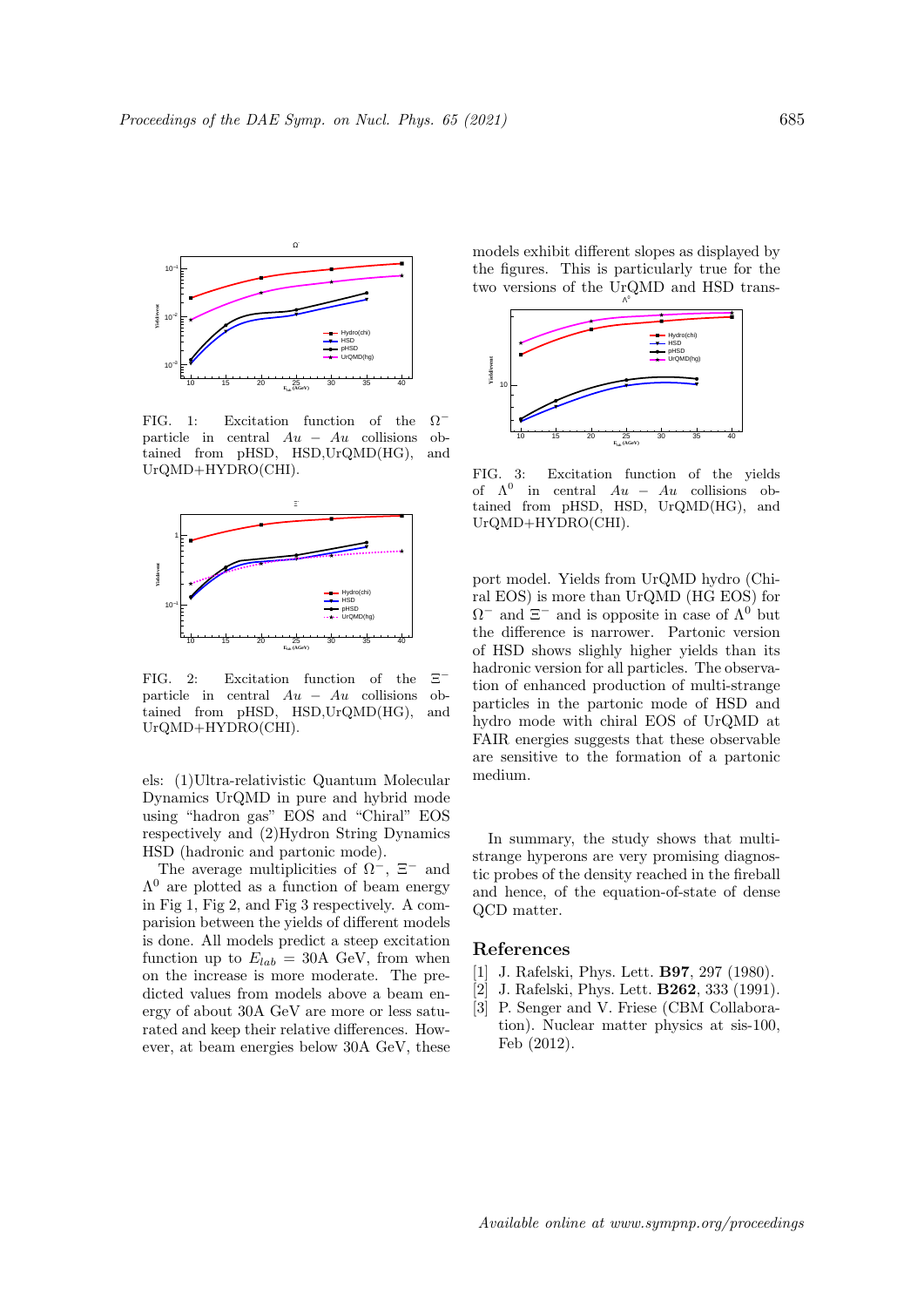Ω

$10^{-1}$

$10^{-2}$

$10^{-3}$

Yield/event

Hydro(chi)
HSD
pHSD
UrQMD(hg)

10 15 20 25 30 35 40

$E_{lab}$ (AGeV)

FIG. 1: Excitation function of the $\Omega^-$ particle in central $Au - Au$ collisions obtained from pHSD, HSD,UrQMD(HG), and UrQMD+HYDRO(CHI).

Ξ

1

$10^{-1}$

Yield/event

Hydro(chi)
HSD
pHSD
UrQMD(hg)

10 15 20 25 30 35 40

$E_{lab}$ (AGeV)

FIG. 2: Excitation function of the $\Xi^-$ particle in central $Au - Au$ collisions obtained from pHSD, HSD,UrQMD(HG), and UrQMD+HYDRO(CHI).

els: (1)Ultra-relativistic Quantum Molecular Dynamics UrQMD in pure and hybrid mode using "hadron gas" EOS and "Chiral" EOS respectively and (2)Hydron String Dynamics HSD (hadronic and partonic mode).

The average multiplicities of $\Omega^-$, $\Xi^-$ and $\Lambda^0$ are plotted as a function of beam energy in Fig 1, Fig 2, and Fig 3 respectively. A comparision between the yields of different models is done. All models predict a steep excitation function up to $E_{lab}$ = 30A GeV, from when on the increase is more moderate. The predicted values from models above a beam energy of about 30A GeV are more or less saturated and keep their relative differences. However, at beam energies below 30A GeV, these models exhibit different slopes as displayed by the figures. This is particularly true for the two versions of the UrQMD and HSD trans-

$\Lambda^0$

10

Yield/event

Hydro(chi)
HSD
pHSD
UrQMD(hg)

10 15 20 25 30 35 40

$E_{lab}$ (AGeV)

FIG. 3: Excitation function of the yields of $\Lambda^0$ in central $Au - Au$ collisions obtained from pHSD, HSD, UrQMD(HG), and UrQMD+HYDRO(CHI).

port model. Yields from UrQMD hydro (Chiral EOS) is more than UrQMD (HG EOS) for $\Omega^-$ and $\Xi^-$ and is opposite in case of $\Lambda^0$ but the difference is narrower. Partonic version of HSD shows slighly higher yields than its hadronic version for all particles. The observation of enhanced production of multi-strange particles in the partonic mode of HSD and hydro mode with chiral EOS of UrQMD at FAIR energies suggests that these observable are sensitive to the formation of a partonic medium.

In summary, the study shows that multi-strange hyperons are very promising diagnostic probes of the density reached in the fireball and hence, of the equation-of-state of dense QCD matter.

## References

[1] J. Rafelski, Phys. Lett. **B97**, 297 (1980).

[2] J. Rafelski, Phys. Lett. **B262**, 333 (1991).

[3] P. Senger and V. Friese (CBM Collaboration). Nuclear matter physics at sis-100, Feb (2012).